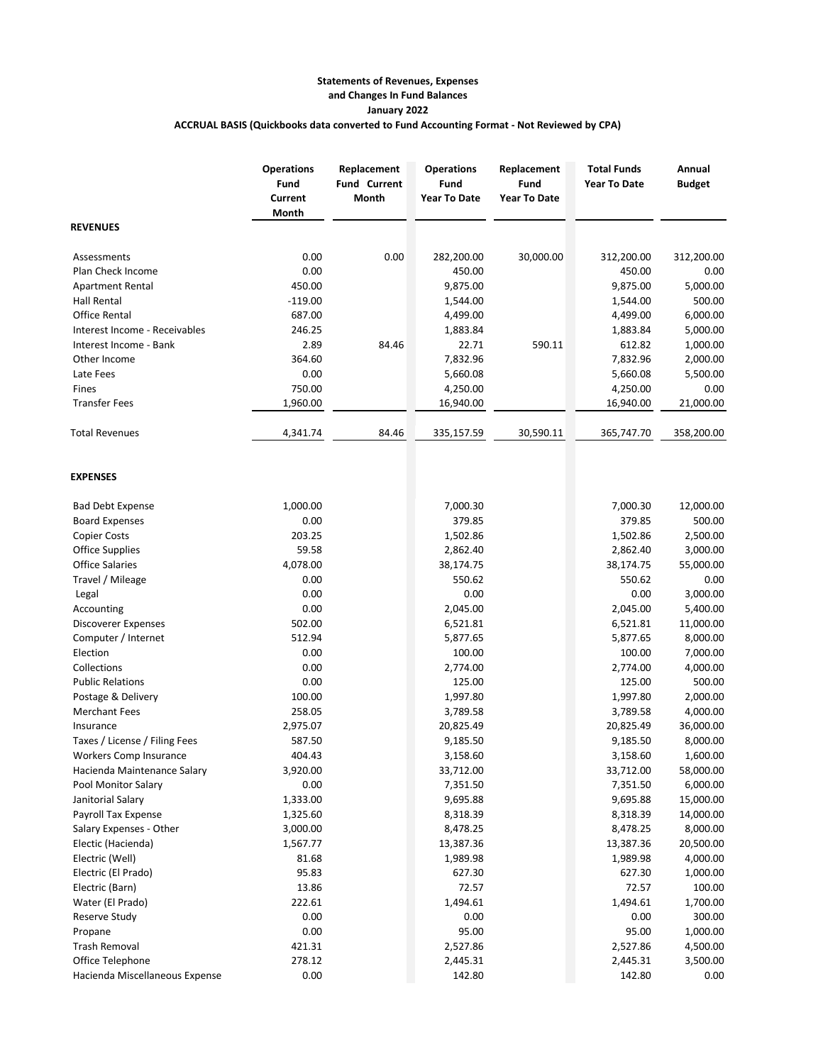**Statements of Revenues, Expenses**
**and Changes In Fund Balances**
**January 2022**
**ACCRUAL BASIS (Quickbooks data converted to Fund Accounting Format - Not Reviewed by CPA)**

| | Operations Fund Current Month | Replacement Fund Current Month | Operations Fund Year To Date | Replacement Fund Year To Date | Total Funds Year To Date | Annual Budget |
|---|---|---|---|---|---|---|
| **REVENUES** | | | | | | |
| Assessments | 0.00 | 0.00 | 282,200.00 | 30,000.00 | 312,200.00 | 312,200.00 |
| Plan Check Income | 0.00 | | 450.00 | | 450.00 | 0.00 |
| Apartment Rental | 450.00 | | 9,875.00 | | 9,875.00 | 5,000.00 |
| Hall Rental | -119.00 | | 1,544.00 | | 1,544.00 | 500.00 |
| Office Rental | 687.00 | | 4,499.00 | | 4,499.00 | 6,000.00 |
| Interest Income - Receivables | 246.25 | | 1,883.84 | | 1,883.84 | 5,000.00 |
| Interest Income - Bank | 2.89 | 84.46 | 22.71 | 590.11 | 612.82 | 1,000.00 |
| Other Income | 364.60 | | 7,832.96 | | 7,832.96 | 2,000.00 |
| Late Fees | 0.00 | | 5,660.08 | | 5,660.08 | 5,500.00 |
| Fines | 750.00 | | 4,250.00 | | 4,250.00 | 0.00 |
| Transfer Fees | 1,960.00 | | 16,940.00 | | 16,940.00 | 21,000.00 |
| Total Revenues | 4,341.74 | 84.46 | 335,157.59 | 30,590.11 | 365,747.70 | 358,200.00 |
| **EXPENSES** | | | | | | |
| Bad Debt Expense | 1,000.00 | | 7,000.30 | | 7,000.30 | 12,000.00 |
| Board Expenses | 0.00 | | 379.85 | | 379.85 | 500.00 |
| Copier Costs | 203.25 | | 1,502.86 | | 1,502.86 | 2,500.00 |
| Office Supplies | 59.58 | | 2,862.40 | | 2,862.40 | 3,000.00 |
| Office Salaries | 4,078.00 | | 38,174.75 | | 38,174.75 | 55,000.00 |
| Travel / Mileage | 0.00 | | 550.62 | | 550.62 | 0.00 |
| Legal | 0.00 | | 0.00 | | 0.00 | 3,000.00 |
| Accounting | 0.00 | | 2,045.00 | | 2,045.00 | 5,400.00 |
| Discoverer Expenses | 502.00 | | 6,521.81 | | 6,521.81 | 11,000.00 |
| Computer / Internet | 512.94 | | 5,877.65 | | 5,877.65 | 8,000.00 |
| Election | 0.00 | | 100.00 | | 100.00 | 7,000.00 |
| Collections | 0.00 | | 2,774.00 | | 2,774.00 | 4,000.00 |
| Public Relations | 0.00 | | 125.00 | | 125.00 | 500.00 |
| Postage & Delivery | 100.00 | | 1,997.80 | | 1,997.80 | 2,000.00 |
| Merchant Fees | 258.05 | | 3,789.58 | | 3,789.58 | 4,000.00 |
| Insurance | 2,975.07 | | 20,825.49 | | 20,825.49 | 36,000.00 |
| Taxes / License / Filing Fees | 587.50 | | 9,185.50 | | 9,185.50 | 8,000.00 |
| Workers Comp Insurance | 404.43 | | 3,158.60 | | 3,158.60 | 1,600.00 |
| Hacienda Maintenance Salary | 3,920.00 | | 33,712.00 | | 33,712.00 | 58,000.00 |
| Pool Monitor Salary | 0.00 | | 7,351.50 | | 7,351.50 | 6,000.00 |
| Janitorial Salary | 1,333.00 | | 9,695.88 | | 9,695.88 | 15,000.00 |
| Payroll Tax Expense | 1,325.60 | | 8,318.39 | | 8,318.39 | 14,000.00 |
| Salary Expenses - Other | 3,000.00 | | 8,478.25 | | 8,478.25 | 8,000.00 |
| Electic (Hacienda) | 1,567.77 | | 13,387.36 | | 13,387.36 | 20,500.00 |
| Electric (Well) | 81.68 | | 1,989.98 | | 1,989.98 | 4,000.00 |
| Electric (El Prado) | 95.83 | | 627.30 | | 627.30 | 1,000.00 |
| Electric (Barn) | 13.86 | | 72.57 | | 72.57 | 100.00 |
| Water (El Prado) | 222.61 | | 1,494.61 | | 1,494.61 | 1,700.00 |
| Reserve Study | 0.00 | | 0.00 | | 0.00 | 300.00 |
| Propane | 0.00 | | 95.00 | | 95.00 | 1,000.00 |
| Trash Removal | 421.31 | | 2,527.86 | | 2,527.86 | 4,500.00 |
| Office Telephone | 278.12 | | 2,445.31 | | 2,445.31 | 3,500.00 |
| Hacienda Miscellaneous Expense | 0.00 | | 142.80 | | 142.80 | 0.00 |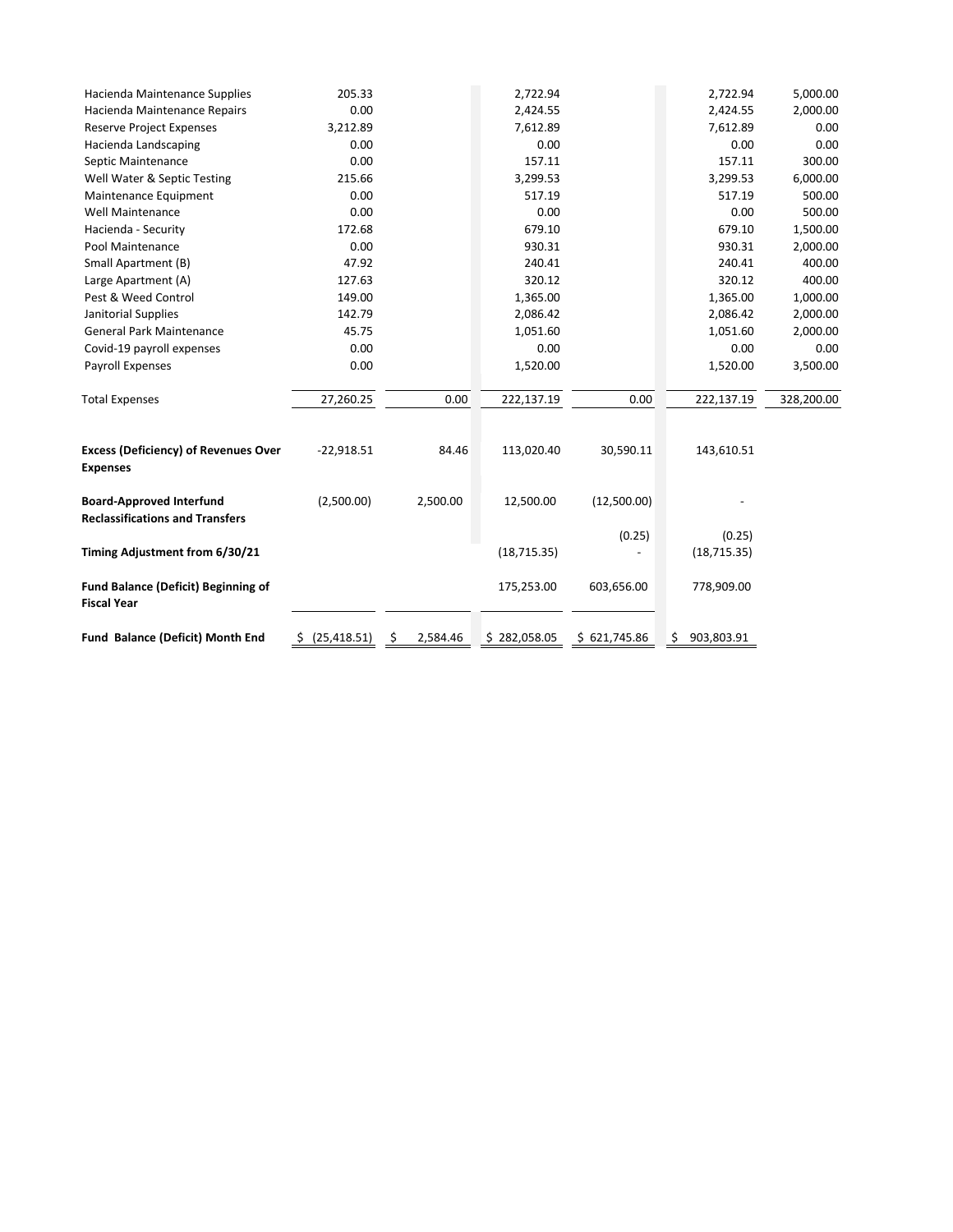| | | | | | | |
|---|---|---|---|---|---|---|
| Hacienda Maintenance Supplies | 205.33 | | 2,722.94 | | 2,722.94 | 5,000.00 |
| Hacienda Maintenance Repairs | 0.00 | | 2,424.55 | | 2,424.55 | 2,000.00 |
| Reserve Project Expenses | 3,212.89 | | 7,612.89 | | 7,612.89 | 0.00 |
| Hacienda Landscaping | 0.00 | | 0.00 | | 0.00 | 0.00 |
| Septic Maintenance | 0.00 | | 157.11 | | 157.11 | 300.00 |
| Well Water & Septic Testing | 215.66 | | 3,299.53 | | 3,299.53 | 6,000.00 |
| Maintenance Equipment | 0.00 | | 517.19 | | 517.19 | 500.00 |
| Well Maintenance | 0.00 | | 0.00 | | 0.00 | 500.00 |
| Hacienda - Security | 172.68 | | 679.10 | | 679.10 | 1,500.00 |
| Pool Maintenance | 0.00 | | 930.31 | | 930.31 | 2,000.00 |
| Small Apartment (B) | 47.92 | | 240.41 | | 240.41 | 400.00 |
| Large Apartment (A) | 127.63 | | 320.12 | | 320.12 | 400.00 |
| Pest & Weed Control | 149.00 | | 1,365.00 | | 1,365.00 | 1,000.00 |
| Janitorial Supplies | 142.79 | | 2,086.42 | | 2,086.42 | 2,000.00 |
| General Park Maintenance | 45.75 | | 1,051.60 | | 1,051.60 | 2,000.00 |
| Covid-19 payroll expenses | 0.00 | | 0.00 | | 0.00 | 0.00 |
| Payroll Expenses | 0.00 | | 1,520.00 | | 1,520.00 | 3,500.00 |
| Total Expenses | 27,260.25 | 0.00 | 222,137.19 | 0.00 | 222,137.19 | 328,200.00 |
| **Excess (Deficiency) of Revenues Over Expenses** | -22,918.51 | 84.46 | 113,020.40 | 30,590.11 | 143,610.51 | |
| **Board-Approved Interfund Reclassifications and Transfers** | (2,500.00) | 2,500.00 | 12,500.00 | (12,500.00) | - | |
| | | | | (0.25) | (0.25) | |
| **Timing Adjustment from 6/30/21** | | | (18,715.35) | - | (18,715.35) | |
| **Fund Balance (Deficit) Beginning of Fiscal Year** | | | 175,253.00 | 603,656.00 | 778,909.00 | |
| **Fund Balance (Deficit) Month End** | $ (25,418.51) | $ 2,584.46 | $ 282,058.05 | $ 621,745.86 | $ 903,803.91 | |